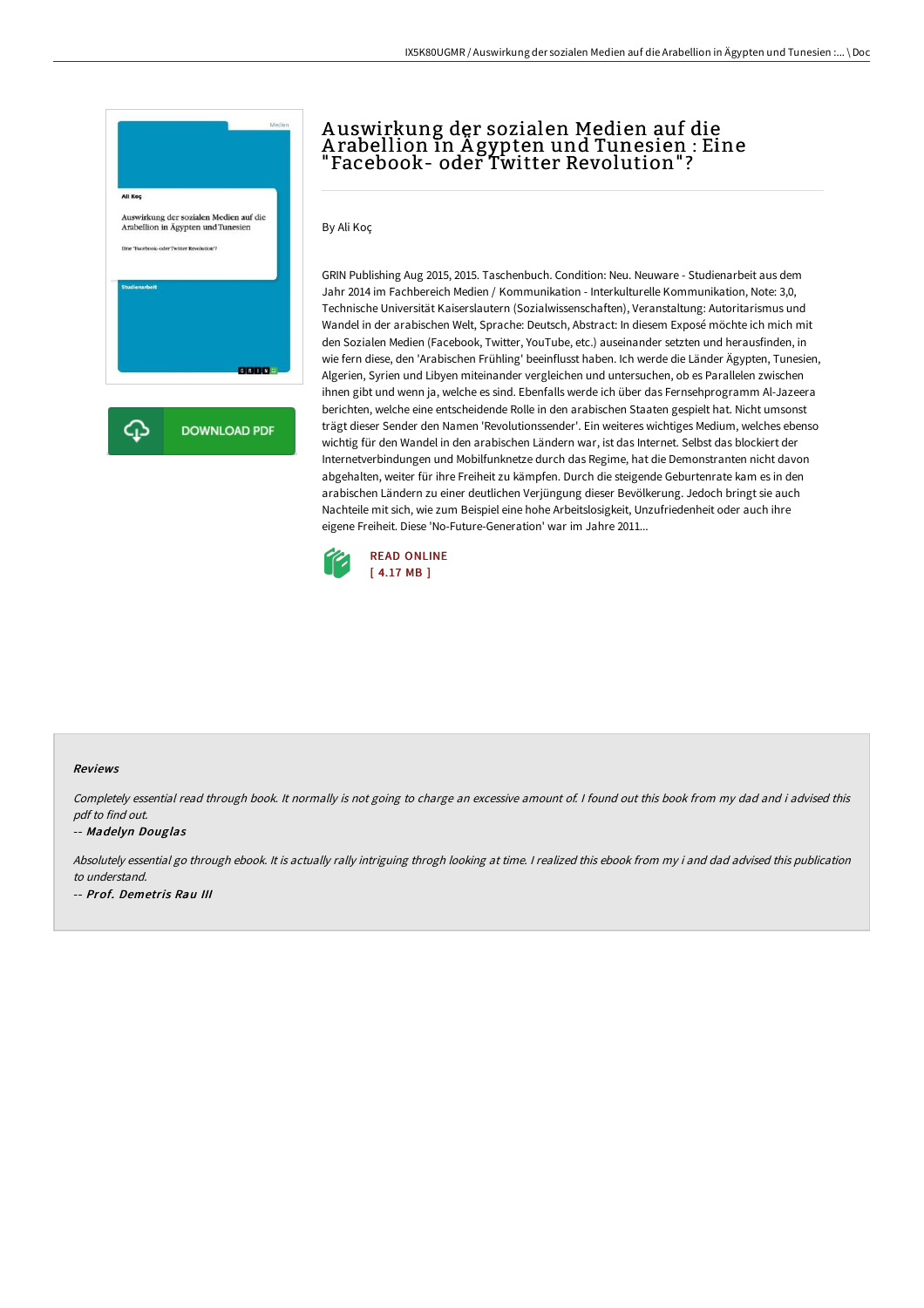# Auswirkung der sozialen Medien auf die Arabellion in Ägypten und Tunesien : Eine "Facebook- oder Twitter Revolution"?

By Ali Koç

GRIN Publishing Aug 2015, 2015. Taschenbuch. Condition: Neu. Neuware - Studienarbeit aus dem Jahr 2014 im Fachbereich Medien / Kommunikation - Interkulturelle Kommunikation, Note: 3,0, Technische Universität Kaiserslautern (Sozialwissenschaften), Veranstaltung: Autoritarismus und Wandel in der arabischen Welt, Sprache: Deutsch, Abstract: In diesem Exposé möchte ich mich mit den Sozialen Medien (Facebook, Twitter, YouTube, etc.) auseinander setzten und herausfinden, in wie fern diese, den 'Arabischen Frühling' beeinflusst haben. Ich werde die Länder Ägypten, Tunesien, Algerien, Syrien und Libyen miteinander vergleichen und untersuchen, ob es Parallelen zwischen ihnen gibt und wenn ja, welche es sind. Ebenfalls werde ich über das Fernsehprogramm Al-Jazeera berichten, welche eine entscheidende Rolle in den arabischen Staaten gespielt hat. Nicht umsonst trägt dieser Sender den Namen 'Revolutionssender'. Ein weiteres wichtiges Medium, welches ebenso wichtig für den Wandel in den arabischen Ländern war, ist das Internet. Selbst das blockiert der Internetverbindungen und Mobilfunknetze durch das Regime, hat die Demonstranten nicht davon abgehalten, weiter für ihre Freiheit zu kämpfen. Durch die steigende Geburtenrate kam es in den arabischen Ländern zu einer deutlichen Verjüngung dieser Bevölkerung. Jedoch bringt sie auch Nachteile mit sich, wie zum Beispiel eine hohe Arbeitslosigkeit, Unzufriedenheit oder auch ihre eigene Freiheit. Diese 'No-Future-Generation' war im Jahre 2011...

READ ONLINE
[ 4.17 MB ]

## Reviews

*Completely essential read through book. It normally is not going to charge an excessive amount of. I found out this book from my dad and i advised this pdf to find out.*

-- *Madelyn Douglas*

*Absolutely essential go through ebook. It is actually rally intriguing throgh looking at time. I realized this ebook from my i and dad advised this publication to understand.*

-- *Prof. Demetris Rau III*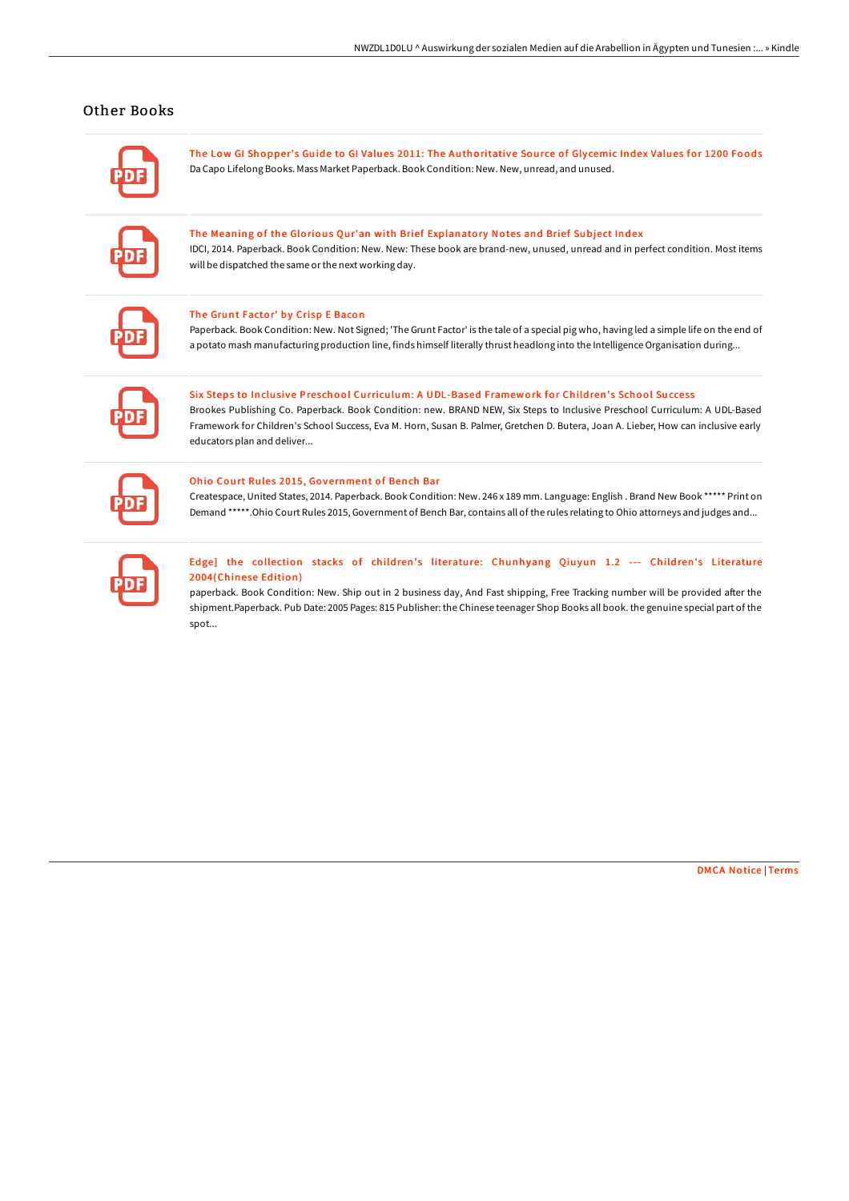## Other Books

The Low GI Shopper's Guide to GI Values 2011: The Authoritative Source of Glycemic Index Values for 1200 Foods
Da Capo Lifelong Books. Mass Market Paperback. Book Condition: New. New, unread, and unused.

The Meaning of the Glorious Qur'an with Brief Explanatory Notes and Brief Subject Index
IDCI, 2014. Paperback. Book Condition: New. New: These book are brand-new, unused, unread and in perfect condition. Most items will be dispatched the same or the next working day.

The Grunt Factor' by Crisp E Bacon
Paperback. Book Condition: New. Not Signed; 'The Grunt Factor' is the tale of a special pig who, having led a simple life on the end of a potato mash manufacturing production line, finds himself literally thrust headlong into the Intelligence Organisation during...

Six Steps to Inclusive Preschool Curriculum: A UDL-Based Framework for Children's School Success
Brookes Publishing Co. Paperback. Book Condition: new. BRAND NEW, Six Steps to Inclusive Preschool Curriculum: A UDL-Based Framework for Children's School Success, Eva M. Horn, Susan B. Palmer, Gretchen D. Butera, Joan A. Lieber, How can inclusive early educators plan and deliver...

Ohio Court Rules 2015, Government of Bench Bar
Createspace, United States, 2014. Paperback. Book Condition: New. 246 x 189 mm. Language: English . Brand New Book ***** Print on Demand *****.Ohio Court Rules 2015, Government of Bench Bar, contains all of the rules relating to Ohio attorneys and judges and...

Edge] the collection stacks of children's literature: Chunhyang Qiuyun 1.2 --- Children's Literature 2004(Chinese Edition)
paperback. Book Condition: New. Ship out in 2 business day, And Fast shipping, Free Tracking number will be provided after the shipment.Paperback. Pub Date: 2005 Pages: 815 Publisher: the Chinese teenager Shop Books all book. the genuine special part of the spot...